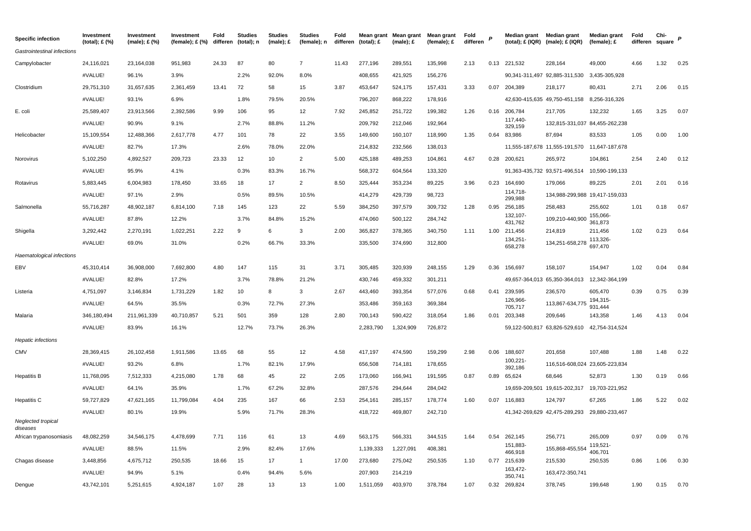| Specific infection | Investment (total); £ (%) | Investment (male); £ (%) | Investment (female); £ (%) | Fold differen | Studies (total); n | Studies (male); £ | Studies (female); n | Fold differen | Mean grant (total); £ | Mean grant (male); £ | Mean grant (female); £ | Fold differen | P | Median grant (total); £ (IQR) | Median grant (male); £ (IQR) | Median grant (female); £ | Fold differen | Chi-square | P |
|---|---|---|---|---|---|---|---|---|---|---|---|---|---|---|---|---|---|---|---|
| *Gastrointestinal infections* | | | | | | | | | | | | | | | | | | | |
| Campylobacter | 24,116,021 | 23,164,038 | 951,983 | 24.33 | 87 | 80 | 7 | 11.43 | 277,196 | 289,551 | 135,998 | 2.13 | 0.13 | 221,532 | 228,164 | 49,000 | 4.66 | 1.32 | 0.25 |
| | #VALUE! | 96.1% | 3.9% | | 2.2% | 92.0% | 8.0% | | 408,655 | 421,925 | 156,276 | | | 90,341-311,497 | 92,885-311,530 | 3,435-305,928 | | | |
| Clostridium | 29,751,310 | 31,657,635 | 2,361,459 | 13.41 | 72 | 58 | 15 | 3.87 | 453,647 | 524,175 | 157,431 | 3.33 | 0.07 | 204,389 | 218,177 | 80,431 | 2.71 | 2.06 | 0.15 |
| | #VALUE! | 93.1% | 6.9% | | 1.8% | 79.5% | 20.5% | | 796,207 | 868,222 | 178,916 | | | 42,630-415,635 | 49,750-451,158 | 8,256-316,326 | | | |
| E. coli | 25,589,407 | 23,913,566 | 2,392,586 | 9.99 | 106 | 95 | 12 | 7.92 | 245,852 | 251,722 | 199,382 | 1.26 | 0.16 | 206,784 | 217,705 | 132,232 | 1.65 | 3.25 | 0.07 |
| | #VALUE! | 90.9% | 9.1% | | 2.7% | 88.8% | 11.2% | | 209,792 | 212,046 | 192,964 | | | 117,440-329,159 | 132,815-331,037 | 84,455-262,238 | | | |
| Helicobacter | 15,109,554 | 12,488,366 | 2,617,778 | 4.77 | 101 | 78 | 22 | 3.55 | 149,600 | 160,107 | 118,990 | 1.35 | 0.64 | 83,986 | 87,694 | 83,533 | 1.05 | 0.00 | 1.00 |
| | #VALUE! | 82.7% | 17.3% | | 2.6% | 78.0% | 22.0% | | 214,832 | 232,566 | 138,013 | | | 11,555-187,678 | 11,555-191,570 | 11,647-187,678 | | | |
| Norovirus | 5,102,250 | 4,892,527 | 209,723 | 23.33 | 12 | 10 | 2 | 5.00 | 425,188 | 489,253 | 104,861 | 4.67 | 0.28 | 200,621 | 265,972 | 104,861 | 2.54 | 2.40 | 0.12 |
| | #VALUE! | 95.9% | 4.1% | | 0.3% | 83.3% | 16.7% | | 568,372 | 604,564 | 133,320 | | | 91,363-435,732 | 93,571-496,514 | 10,590-199,133 | | | |
| Rotavirus | 5,883,445 | 6,004,983 | 178,450 | 33.65 | 18 | 17 | 2 | 8.50 | 325,444 | 353,234 | 89,225 | 3.96 | 0.23 | 164,690 | 179,066 | 89,225 | 2.01 | 2.01 | 0.16 |
| | #VALUE! | 97.1% | 2.9% | | 0.5% | 89.5% | 10.5% | | 414,279 | 429,739 | 98,723 | | | 114,718-299,988 | 134,988-299,988 | 19,417-159,033 | | | |
| Salmonella | 55,716,287 | 48,902,187 | 6,814,100 | 7.18 | 145 | 123 | 22 | 5.59 | 384,250 | 397,579 | 309,732 | 1.28 | 0.95 | 256,185 | 258,483 | 255,602 | 1.01 | 0.18 | 0.67 |
| | #VALUE! | 87.8% | 12.2% | | 3.7% | 84.8% | 15.2% | | 474,060 | 500,122 | 284,742 | | | 132,107-431,762 | 109,210-440,900 | 155,066-361,873 | | | |
| Shigella | 3,292,442 | 2,270,191 | 1,022,251 | 2.22 | 9 | 6 | 3 | 2.00 | 365,827 | 378,365 | 340,750 | 1.11 | 1.00 | 211,456 | 214,819 | 211,456 | 1.02 | 0.23 | 0.64 |
| | #VALUE! | 69.0% | 31.0% | | 0.2% | 66.7% | 33.3% | | 335,500 | 374,690 | 312,800 | | | 134,251-658,278 | 134,251-658,278 | 113,326-697,470 | | | |
| *Haematological infections* | | | | | | | | | | | | | | | | | | | |
| EBV | 45,310,414 | 36,908,000 | 7,692,800 | 4.80 | 147 | 115 | 31 | 3.71 | 305,485 | 320,939 | 248,155 | 1.29 | 0.36 | 156,697 | 158,107 | 154,947 | 1.02 | 0.04 | 0.84 |
| | #VALUE! | 82.8% | 17.2% | | 3.7% | 78.8% | 21.2% | | 430,746 | 459,332 | 301,211 | | | 49,657-364,013 | 65,350-364,013 | 12,342-364,199 | | | |
| Listeria | 4,751,097 | 3,146,834 | 1,731,229 | 1.82 | 10 | 8 | 3 | 2.67 | 443,460 | 393,354 | 577,076 | 0.68 | 0.41 | 239,595 | 236,570 | 605,470 | 0.39 | 0.75 | 0.39 |
| | #VALUE! | 64.5% | 35.5% | | 0.3% | 72.7% | 27.3% | | 353,486 | 359,163 | 369,384 | | | 126,966-705,717 | 113,867-634,775 | 194,315-931,444 | | | |
| Malaria | 346,180,494 | 211,961,339 | 40,710,857 | 5.21 | 501 | 359 | 128 | 2.80 | 700,143 | 590,422 | 318,054 | 1.86 | 0.01 | 203,348 | 209,646 | 143,358 | 1.46 | 4.13 | 0.04 |
| | #VALUE! | 83.9% | 16.1% | | 12.7% | 73.7% | 26.3% | | 2,283,790 | 1,324,909 | 726,872 | | | 59,122-500,817 | 63,826-529,610 | 42,754-314,524 | | | |
| *Hepatic infections* | | | | | | | | | | | | | | | | | | | |
| CMV | 28,369,415 | 26,102,458 | 1,911,586 | 13.65 | 68 | 55 | 12 | 4.58 | 417,197 | 474,590 | 159,299 | 2.98 | 0.06 | 188,607 | 201,658 | 107,488 | 1.88 | 1.48 | 0.22 |
| | #VALUE! | 93.2% | 6.8% | | 1.7% | 82.1% | 17.9% | | 656,508 | 714,181 | 178,655 | | | 100,221-392,186 | 116,516-608,024 | 23,605-223,834 | | | |
| Hepatitis B | 11,768,095 | 7,512,333 | 4,215,080 | 1.78 | 68 | 45 | 22 | 2.05 | 173,060 | 166,941 | 191,595 | 0.87 | 0.89 | 65,624 | 68,646 | 52,873 | 1.30 | 0.19 | 0.66 |
| | #VALUE! | 64.1% | 35.9% | | 1.7% | 67.2% | 32.8% | | 287,576 | 294,644 | 284,042 | | | 19,659-209,501 | 19,615-202,317 | 19,703-221,952 | | | |
| Hepatitis C | 59,727,829 | 47,621,165 | 11,799,084 | 4.04 | 235 | 167 | 66 | 2.53 | 254,161 | 285,157 | 178,774 | 1.60 | 0.07 | 116,883 | 124,797 | 67,265 | 1.86 | 5.22 | 0.02 |
| | #VALUE! | 80.1% | 19.9% | | 5.9% | 71.7% | 28.3% | | 418,722 | 469,807 | 242,710 | | | 41,342-269,629 | 42,475-289,293 | 29,880-233,467 | | | |
| *Neglected tropical diseases* | | | | | | | | | | | | | | | | | | | |
| African trypanosomiasis | 48,082,259 | 34,546,175 | 4,478,699 | 7.71 | 116 | 61 | 13 | 4.69 | 563,175 | 566,331 | 344,515 | 1.64 | 0.54 | 262,145 | 256,771 | 265,009 | 0.97 | 0.09 | 0.76 |
| | #VALUE! | 88.5% | 11.5% | | 2.9% | 82.4% | 17.6% | | 1,139,333 | 1,227,091 | 408,381 | | | 151,883-466,918 | 155,868-455,554 | 119,521-406,701 | | | |
| Chagas disease | 3,448,856 | 4,675,712 | 250,535 | 18.66 | 15 | 17 | 1 | 17.00 | 273,680 | 275,042 | 250,535 | 1.10 | 0.77 | 215,639 | 215,530 | 250,535 | 0.86 | 1.06 | 0.30 |
| | #VALUE! | 94.9% | 5.1% | | 0.4% | 94.4% | 5.6% | | 207,903 | 214,219 | | | | 163,472-350,741 | 163,472-350,741 | | | | |
| Dengue | 43,742,101 | 5,251,615 | 4,924,187 | 1.07 | 28 | 13 | 13 | 1.00 | 1,511,059 | 403,970 | 378,784 | 1.07 | 0.32 | 269,824 | 378,745 | 199,648 | 1.90 | 0.15 | 0.70 |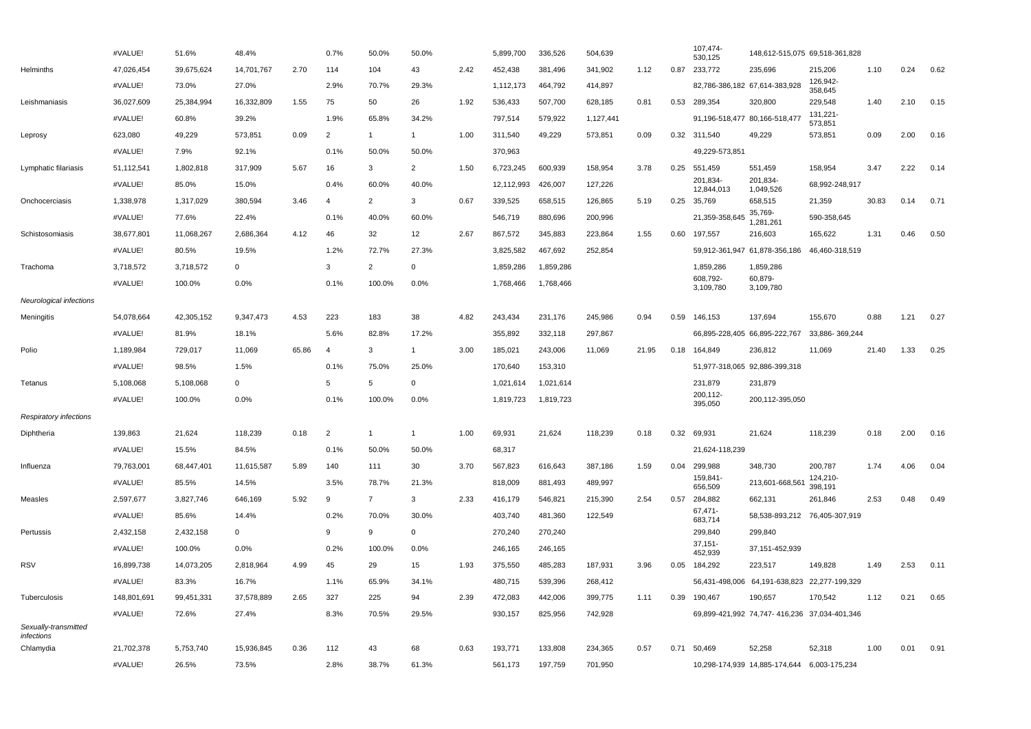| | | | | | | | | | | | | | | | | | | | |
|---|---|---|---|---|---|---|---|---|---|---|---|---|---|---|---|---|---|---|---|
| | #VALUE! | 51.6% | 48.4% | | 0.7% | 50.0% | 50.0% | | 5,899,700 | 336,526 | 504,639 | | | 107,474-530,125 | 148,612-515,075 | 69,518-361,828 | | | |
| Helminths | 47,026,454 | 39,675,624 | 14,701,767 | 2.70 | 114 | 104 | 43 | 2.42 | 452,438 | 381,496 | 341,902 | 1.12 | 0.87 | 233,772 | 235,696 | 215,206 | 1.10 | 0.24 | 0.62 |
| | #VALUE! | 73.0% | 27.0% | | 2.9% | 70.7% | 29.3% | | 1,112,173 | 464,792 | 414,897 | | | 82,786-386,182 | 67,614-383,928 | 126,942-358,645 | | | |
| Leishmaniasis | 36,027,609 | 25,384,994 | 16,332,809 | 1.55 | 75 | 50 | 26 | 1.92 | 536,433 | 507,700 | 628,185 | 0.81 | 0.53 | 289,354 | 320,800 | 229,548 | 1.40 | 2.10 | 0.15 |
| | #VALUE! | 60.8% | 39.2% | | 1.9% | 65.8% | 34.2% | | 797,514 | 579,922 | 1,127,441 | | | 91,196-518,477 | 80,166-518,477 | 131,221-573,851 | | | |
| Leprosy | 623,080 | 49,229 | 573,851 | 0.09 | 2 | 1 | 1 | 1.00 | 311,540 | 49,229 | 573,851 | 0.09 | 0.32 | 311,540 | 49,229 | 573,851 | 0.09 | 2.00 | 0.16 |
| | #VALUE! | 7.9% | 92.1% | | 0.1% | 50.0% | 50.0% | | 370,963 | | | | | 49,229-573,851 | | | | | |
| Lymphatic filariasis | 51,112,541 | 1,802,818 | 317,909 | 5.67 | 16 | 3 | 2 | 1.50 | 6,723,245 | 600,939 | 158,954 | 3.78 | 0.25 | 551,459 | 551,459 | 158,954 | 3.47 | 2.22 | 0.14 |
| | #VALUE! | 85.0% | 15.0% | | 0.4% | 60.0% | 40.0% | | 12,112,993 | 426,007 | 127,226 | | | 201,834-12,844,013 | 201,834-1,049,526 | 68,992-248,917 | | | |
| Onchocerciasis | 1,338,978 | 1,317,029 | 380,594 | 3.46 | 4 | 2 | 3 | 0.67 | 339,525 | 658,515 | 126,865 | 5.19 | 0.25 | 35,769 | 658,515 | 21,359 | 30.83 | 0.14 | 0.71 |
| | #VALUE! | 77.6% | 22.4% | | 0.1% | 40.0% | 60.0% | | 546,719 | 880,696 | 200,996 | | | 21,359-358,645 | 35,769-1,281,261 | 590-358,645 | | | |
| Schistosomiasis | 38,677,801 | 11,068,267 | 2,686,364 | 4.12 | 46 | 32 | 12 | 2.67 | 867,572 | 345,883 | 223,864 | 1.55 | 0.60 | 197,557 | 216,603 | 165,622 | 1.31 | 0.46 | 0.50 |
| | #VALUE! | 80.5% | 19.5% | | 1.2% | 72.7% | 27.3% | | 3,825,582 | 467,692 | 252,854 | | | 59,912-361,947 | 61,878-356,186 | 46,460-318,519 | | | |
| Trachoma | 3,718,572 | 3,718,572 | 0 | | 3 | 2 | 0 | | 1,859,286 | 1,859,286 | | | | 1,859,286 | 1,859,286 | | | | |
| | #VALUE! | 100.0% | 0.0% | | 0.1% | 100.0% | 0.0% | | 1,768,466 | 1,768,466 | | | | 608,792-3,109,780 | 60,879-3,109,780 | | | | |
| *Neurological infections* | | | | | | | | | | | | | | | | | | | |
| Meningitis | 54,078,664 | 42,305,152 | 9,347,473 | 4.53 | 223 | 183 | 38 | 4.82 | 243,434 | 231,176 | 245,986 | 0.94 | 0.59 | 146,153 | 137,694 | 155,670 | 0.88 | 1.21 | 0.27 |
| | #VALUE! | 81.9% | 18.1% | | 5.6% | 82.8% | 17.2% | | 355,892 | 332,118 | 297,867 | | | 66,895-228,405 | 66,895-222,767 | 33,886- 369,244 | | | |
| Polio | 1,189,984 | 729,017 | 11,069 | 65.86 | 4 | 3 | 1 | 3.00 | 185,021 | 243,006 | 11,069 | 21.95 | 0.18 | 164,849 | 236,812 | 11,069 | 21.40 | 1.33 | 0.25 |
| | #VALUE! | 98.5% | 1.5% | | 0.1% | 75.0% | 25.0% | | 170,640 | 153,310 | | | | 51,977-318,065 | 92,886-399,318 | | | | |
| Tetanus | 5,108,068 | 5,108,068 | 0 | | 5 | 5 | 0 | | 1,021,614 | 1,021,614 | | | | 231,879 | 231,879 | | | | |
| | #VALUE! | 100.0% | 0.0% | | 0.1% | 100.0% | 0.0% | | 1,819,723 | 1,819,723 | | | | 200,112-395,050 | 200,112-395,050 | | | | |
| *Respiratory infections* | | | | | | | | | | | | | | | | | | | |
| Diphtheria | 139,863 | 21,624 | 118,239 | 0.18 | 2 | 1 | 1 | 1.00 | 69,931 | 21,624 | 118,239 | 0.18 | 0.32 | 69,931 | 21,624 | 118,239 | 0.18 | 2.00 | 0.16 |
| | #VALUE! | 15.5% | 84.5% | | 0.1% | 50.0% | 50.0% | | 68,317 | | | | | 21,624-118,239 | | | | | |
| Influenza | 79,763,001 | 68,447,401 | 11,615,587 | 5.89 | 140 | 111 | 30 | 3.70 | 567,823 | 616,643 | 387,186 | 1.59 | 0.04 | 299,988 | 348,730 | 200,787 | 1.74 | 4.06 | 0.04 |
| | #VALUE! | 85.5% | 14.5% | | 3.5% | 78.7% | 21.3% | | 818,009 | 881,493 | 489,997 | | | 159,841-656,509 | 213,601-668,561 | 124,210-398,191 | | | |
| Measles | 2,597,677 | 3,827,746 | 646,169 | 5.92 | 9 | 7 | 3 | 2.33 | 416,179 | 546,821 | 215,390 | 2.54 | 0.57 | 284,882 | 662,131 | 261,846 | 2.53 | 0.48 | 0.49 |
| | #VALUE! | 85.6% | 14.4% | | 0.2% | 70.0% | 30.0% | | 403,740 | 481,360 | 122,549 | | | 67,471-683,714 | 58,538-893,212 | 76,405-307,919 | | | |
| Pertussis | 2,432,158 | 2,432,158 | 0 | | 9 | 9 | 0 | | 270,240 | 270,240 | | | | 299,840 | 299,840 | | | | |
| | #VALUE! | 100.0% | 0.0% | | 0.2% | 100.0% | 0.0% | | 246,165 | 246,165 | | | | 37,151-452,939 | 37,151-452,939 | | | | |
| RSV | 16,899,738 | 14,073,205 | 2,818,964 | 4.99 | 45 | 29 | 15 | 1.93 | 375,550 | 485,283 | 187,931 | 3.96 | 0.05 | 184,292 | 223,517 | 149,828 | 1.49 | 2.53 | 0.11 |
| | #VALUE! | 83.3% | 16.7% | | 1.1% | 65.9% | 34.1% | | 480,715 | 539,396 | 268,412 | | | 56,431-498,006 | 64,191-638,823 | 22,277-199,329 | | | |
| Tuberculosis | 148,801,691 | 99,451,331 | 37,578,889 | 2.65 | 327 | 225 | 94 | 2.39 | 472,083 | 442,006 | 399,775 | 1.11 | 0.39 | 190,467 | 190,657 | 170,542 | 1.12 | 0.21 | 0.65 |
| | #VALUE! | 72.6% | 27.4% | | 8.3% | 70.5% | 29.5% | | 930,157 | 825,956 | 742,928 | | | 69,899-421,992 | 74,747- 416,236 | 37,034-401,346 | | | |
| *Sexually-transmitted infections* | | | | | | | | | | | | | | | | | | | |
| Chlamydia | 21,702,378 | 5,753,740 | 15,936,845 | 0.36 | 112 | 43 | 68 | 0.63 | 193,771 | 133,808 | 234,365 | 0.57 | 0.71 | 50,469 | 52,258 | 52,318 | 1.00 | 0.01 | 0.91 |
| | #VALUE! | 26.5% | 73.5% | | 2.8% | 38.7% | 61.3% | | 561,173 | 197,759 | 701,950 | | | 10,298-174,939 | 14,885-174,644 | 6,003-175,234 | | | |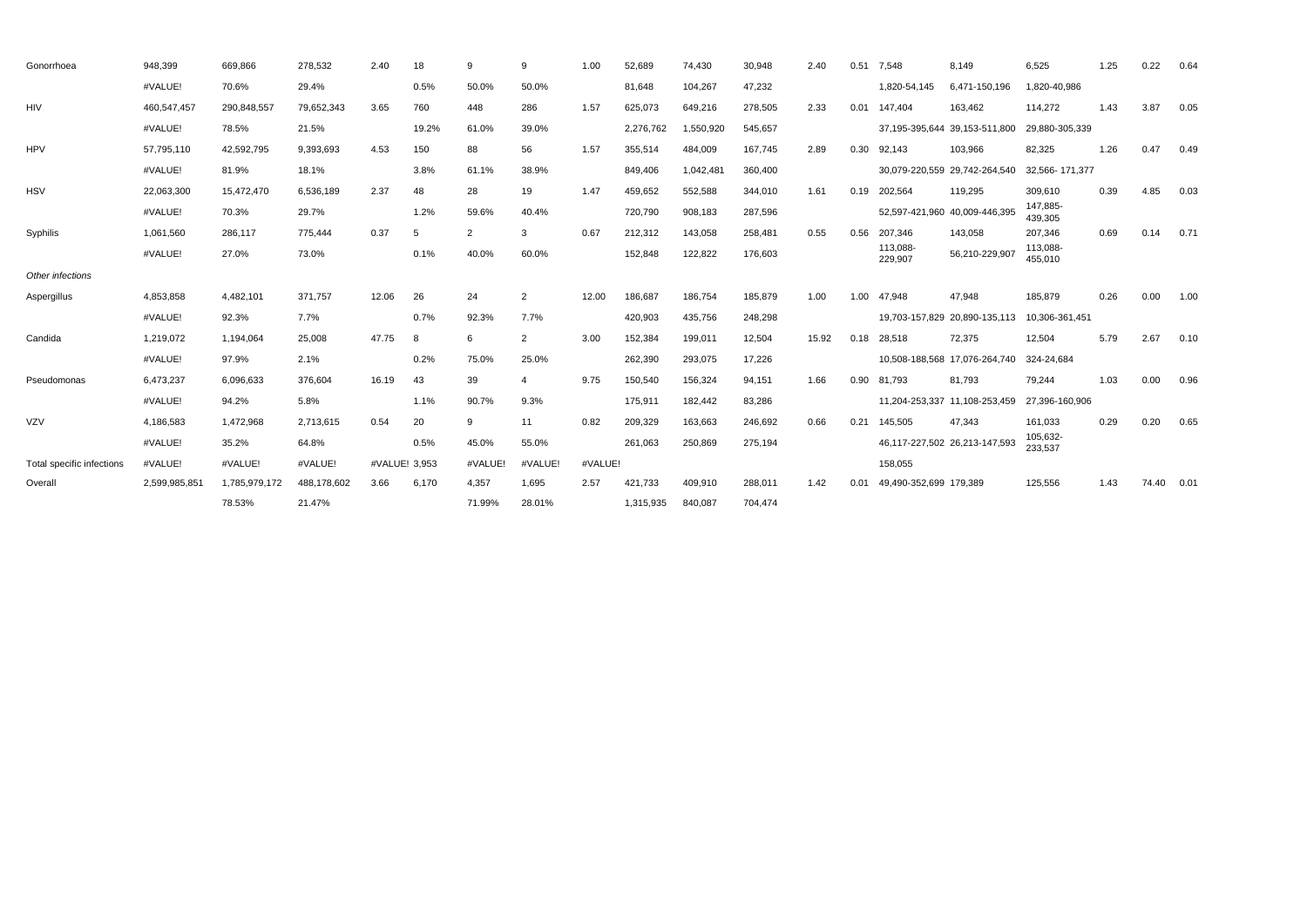| | | | | | | | | | | | | | | | | | | | |
|---|---|---|---|---|---|---|---|---|---|---|---|---|---|---|---|---|---|---|---|
| Gonorrhoea | 948,399 | 669,866 | 278,532 | 2.40 | 18 | 9 | 9 | 1.00 | 52,689 | 74,430 | 30,948 | 2.40 | 0.51 | 7,548 | 8,149 | 6,525 | 1.25 | 0.22 | 0.64 |
| | #VALUE! | 70.6% | 29.4% | | 0.5% | 50.0% | 50.0% | | 81,648 | 104,267 | 47,232 | | | 1,820-54,145 | 6,471-150,196 | 1,820-40,986 | | | |
| HIV | 460,547,457 | 290,848,557 | 79,652,343 | 3.65 | 760 | 448 | 286 | 1.57 | 625,073 | 649,216 | 278,505 | 2.33 | 0.01 | 147,404 | 163,462 | 114,272 | 1.43 | 3.87 | 0.05 |
| | #VALUE! | 78.5% | 21.5% | | 19.2% | 61.0% | 39.0% | | 2,276,762 | 1,550,920 | 545,657 | | | 37,195-395,644 | 39,153-511,800 | 29,880-305,339 | | | |
| HPV | 57,795,110 | 42,592,795 | 9,393,693 | 4.53 | 150 | 88 | 56 | 1.57 | 355,514 | 484,009 | 167,745 | 2.89 | 0.30 | 92,143 | 103,966 | 82,325 | 1.26 | 0.47 | 0.49 |
| | #VALUE! | 81.9% | 18.1% | | 3.8% | 61.1% | 38.9% | | 849,406 | 1,042,481 | 360,400 | | | 30,079-220,559 | 29,742-264,540 | 32,566- 171,377 | | | |
| HSV | 22,063,300 | 15,472,470 | 6,536,189 | 2.37 | 48 | 28 | 19 | 1.47 | 459,652 | 552,588 | 344,010 | 1.61 | 0.19 | 202,564 | 119,295 | 309,610 | 0.39 | 4.85 | 0.03 |
| | #VALUE! | 70.3% | 29.7% | | 1.2% | 59.6% | 40.4% | | 720,790 | 908,183 | 287,596 | | | 52,597-421,960 | 40,009-446,395 | 147,885-439,305 | | | |
| Syphilis | 1,061,560 | 286,117 | 775,444 | 0.37 | 5 | 2 | 3 | 0.67 | 212,312 | 143,058 | 258,481 | 0.55 | 0.56 | 207,346 | 143,058 | 207,346 | 0.69 | 0.14 | 0.71 |
| | #VALUE! | 27.0% | 73.0% | | 0.1% | 40.0% | 60.0% | | 152,848 | 122,822 | 176,603 | | | 113,088-229,907 | 56,210-229,907 | 113,088-455,010 | | | |
| *Other infections* | | | | | | | | | | | | | | | | | | | |
| Aspergillus | 4,853,858 | 4,482,101 | 371,757 | 12.06 | 26 | 24 | 2 | 12.00 | 186,687 | 186,754 | 185,879 | 1.00 | 1.00 | 47,948 | 47,948 | 185,879 | 0.26 | 0.00 | 1.00 |
| | #VALUE! | 92.3% | 7.7% | | 0.7% | 92.3% | 7.7% | | 420,903 | 435,756 | 248,298 | | | 19,703-157,829 | 20,890-135,113 | 10,306-361,451 | | | |
| Candida | 1,219,072 | 1,194,064 | 25,008 | 47.75 | 8 | 6 | 2 | 3.00 | 152,384 | 199,011 | 12,504 | 15.92 | 0.18 | 28,518 | 72,375 | 12,504 | 5.79 | 2.67 | 0.10 |
| | #VALUE! | 97.9% | 2.1% | | 0.2% | 75.0% | 25.0% | | 262,390 | 293,075 | 17,226 | | | 10,508-188,568 | 17,076-264,740 | 324-24,684 | | | |
| Pseudomonas | 6,473,237 | 6,096,633 | 376,604 | 16.19 | 43 | 39 | 4 | 9.75 | 150,540 | 156,324 | 94,151 | 1.66 | 0.90 | 81,793 | 81,793 | 79,244 | 1.03 | 0.00 | 0.96 |
| | #VALUE! | 94.2% | 5.8% | | 1.1% | 90.7% | 9.3% | | 175,911 | 182,442 | 83,286 | | | 11,204-253,337 | 11,108-253,459 | 27,396-160,906 | | | |
| VZV | 4,186,583 | 1,472,968 | 2,713,615 | 0.54 | 20 | 9 | 11 | 0.82 | 209,329 | 163,663 | 246,692 | 0.66 | 0.21 | 145,505 | 47,343 | 161,033 | 0.29 | 0.20 | 0.65 |
| | #VALUE! | 35.2% | 64.8% | | 0.5% | 45.0% | 55.0% | | 261,063 | 250,869 | 275,194 | | | 46,117-227,502 | 26,213-147,593 | 105,632-233,537 | | | |
| Total specific infections | #VALUE! | #VALUE! | #VALUE! | #VALUE! | 3,953 | #VALUE! | #VALUE! | #VALUE! | | | | | | 158,055 | | | | | |
| Overall | 2,599,985,851 | 1,785,979,172 | 488,178,602 | 3.66 | 6,170 | 4,357 | 1,695 | 2.57 | 421,733 | 409,910 | 288,011 | 1.42 | 0.01 | 49,490-352,699 | 179,389 | 125,556 | 1.43 | 74.40 | 0.01 |
| | | 78.53% | 21.47% | | | 71.99% | 28.01% | | 1,315,935 | 840,087 | 704,474 | | | | | | | | |